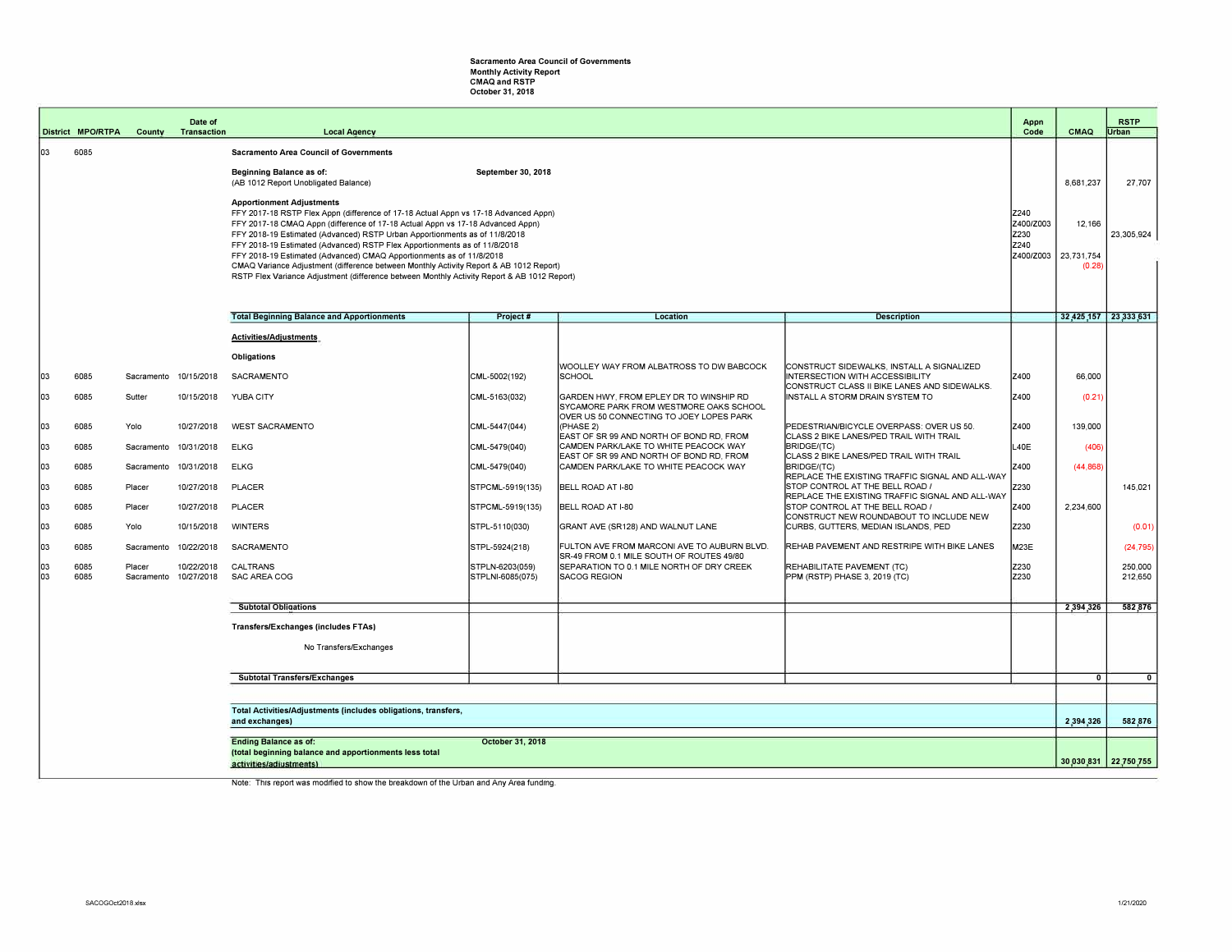**Sacramento Area Council of Governments**
**Monthly Activity Report**
**CMAQ and RSTP**
**October 31, 2018**

| District | MPO/RTPA | County | Date of Transaction | Local Agency | Project # | Location | Description | Appn Code | CMAQ | RSTP Urban |
|---|---|---|---|---|---|---|---|---|---|---|
| 03 | 6085 | | | **Sacramento Area Council of Governments** | | | | | | |
| | | | | **Beginning Balance as of:** **September 30, 2018** (AB 1012 Report Unobligated Balance) | | | | | 8,681,237 | 27,707 |
| | | | | **Apportionment Adjustments** | | | | | | |
| | | | | FFY 2017-18 RSTP Flex Appn (difference of 17-18 Actual Appn vs 17-18 Advanced Appn) | | | | Z240 | | |
| | | | | FFY 2017-18 CMAQ Appn (difference of 17-18 Actual Appn vs 17-18 Advanced Appn) | | | | Z400/Z003 | 12,166 | |
| | | | | FFY 2018-19 Estimated (Advanced) RSTP Urban Apportionments as of 11/8/2018 | | | | Z230 | | 23,305,924 |
| | | | | FFY 2018-19 Estimated (Advanced) RSTP Flex Apportionments as of 11/8/2018 | | | | Z240 | | |
| | | | | FFY 2018-19 Estimated (Advanced) CMAQ Apportionments as of 11/8/2018 | | | | Z400/Z003 | 23,731,754 | |
| | | | | CMAQ Variance Adjustment (difference between Monthly Activity Report & AB 1012 Report) | | | | | (0.28) | |
| | | | | RSTP Flex Variance Adjustment (difference between Monthly Activity Report & AB 1012 Report) | | | | | | |
| | | | | **Total Beginning Balance and Apportionments** | **Project #** | **Location** | **Description** | | **32,425,157** | **23,333,631** |
| | | | | **Activities/Adjustments** | | | | | | |
| | | | | **Obligations** | | | | | | |
| 03 | 6085 | Sacramento | 10/15/2018 | SACRAMENTO | CML-5002(192) | WOOLLEY WAY FROM ALBATROSS TO DW BABCOCK SCHOOL | CONSTRUCT SIDEWALKS, INSTALL A SIGNALIZED INTERSECTION WITH ACCESSIBILITY | Z400 | 66,000 | |
| 03 | 6085 | Sutter | 10/15/2018 | YUBA CITY | CML-5163(032) | GARDEN HWY, FROM EPLEY DR TO WINSHIP RD | CONSTRUCT CLASS II BIKE LANES AND SIDEWALKS. INSTALL A STORM DRAIN SYSTEM TO | Z400 | (0.21) | |
| 03 | 6085 | Yolo | 10/27/2018 | WEST SACRAMENTO | CML-5447(044) | SYCAMORE PARK FROM WESTMORE OAKS SCHOOL OVER US 50 CONNECTING TO JOEY LOPES PARK (PHASE 2) | PEDESTRIAN/BICYCLE OVERPASS: OVER US 50. | Z400 | 139,000 | |
| 03 | 6085 | Sacramento | 10/31/2018 | ELKG | CML-5479(040) | EAST OF SR 99 AND NORTH OF BOND RD, FROM CAMDEN PARK/LAKE TO WHITE PEACOCK WAY | CLASS 2 BIKE LANES/PED TRAIL WITH TRAIL BRIDGE/(TC) | L40E | (406) | |
| 03 | 6085 | Sacramento | 10/31/2018 | ELKG | CML-5479(040) | EAST OF SR 99 AND NORTH OF BOND RD, FROM CAMDEN PARK/LAKE TO WHITE PEACOCK WAY | CLASS 2 BIKE LANES/PED TRAIL WITH TRAIL BRIDGE/(TC) | Z400 | (44,868) | |
| 03 | 6085 | Placer | 10/27/2018 | PLACER | STPCML-5919(135) | BELL ROAD AT I-80 | REPLACE THE EXISTING TRAFFIC SIGNAL AND ALL-WAY STOP CONTROL AT THE BELL ROAD / | Z230 | | 145,021 |
| 03 | 6085 | Placer | 10/27/2018 | PLACER | STPCML-5919(135) | BELL ROAD AT I-80 | REPLACE THE EXISTING TRAFFIC SIGNAL AND ALL-WAY STOP CONTROL AT THE BELL ROAD / | Z400 | 2,234,600 | |
| 03 | 6085 | Yolo | 10/15/2018 | WINTERS | STPL-5110(030) | GRANT AVE (SR128) AND WALNUT LANE | CONSTRUCT NEW ROUNDABOUT TO INCLUDE NEW CURBS, GUTTERS, MEDIAN ISLANDS, PED | Z230 | | (0.01) |
| 03 | 6085 | Sacramento | 10/22/2018 | SACRAMENTO | STPL-5924(218) | FULTON AVE FROM MARCONI AVE TO AUBURN BLVD. | REHAB PAVEMENT AND RESTRIPE WITH BIKE LANES | M23E | | (24,795) |
| 03 | 6085 | Placer | 10/22/2018 | CALTRANS | STPLN-6203(059) | SR-49 FROM 0.1 MILE SOUTH OF ROUTES 49/80 SEPARATION TO 0.1 MILE NORTH OF DRY CREEK | REHABILITATE PAVEMENT (TC) | Z230 | | 250,000 |
| 03 | 6085 | Sacramento | 10/27/2018 | SAC AREA COG | STPLNI-6085(075) | SACOG REGION | PPM (RSTP) PHASE 3, 2019 (TC) | Z230 | | 212,650 |
| | | | | **Subtotal Obligations** | | | | | **2,394,326** | **582,876** |
| | | | | **Transfers/Exchanges (includes FTAs)** | | | | | | |
| | | | | No Transfers/Exchanges | | | | | | |
| | | | | **Subtotal Transfers/Exchanges** | | | | | **0** | **0** |
| | | | | **Total Activities/Adjustments (includes obligations, transfers, and exchanges)** | | | | | **2,394,326** | **582,876** |
| | | | | **Ending Balance as of:** **October 31, 2018** (total beginning balance and apportionments less total activities/adjustments) | | | | | **30,030,831** | **22,750,755** |

Note: This report was modified to show the breakdown of the Urban and Any Area funding.

SACOGOct2018.xlsx 1/21/2020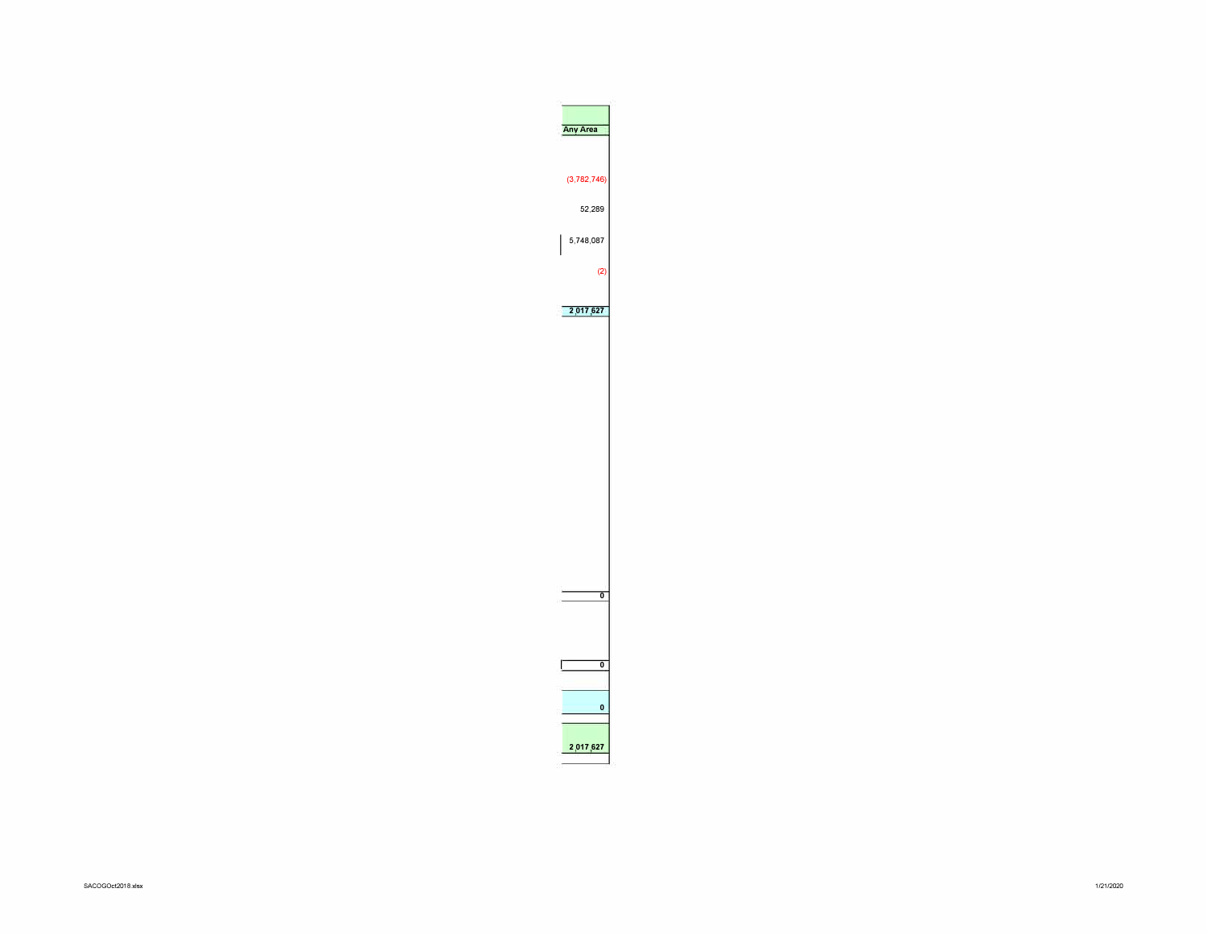| Any Area |
| --- |
| (3,782,746) |
| 52,289 |
| 5,748,087 |
| (2) |
| **2,017,627** |
| **0** |
| **0** |
| **0** |
| **2,017,627** |